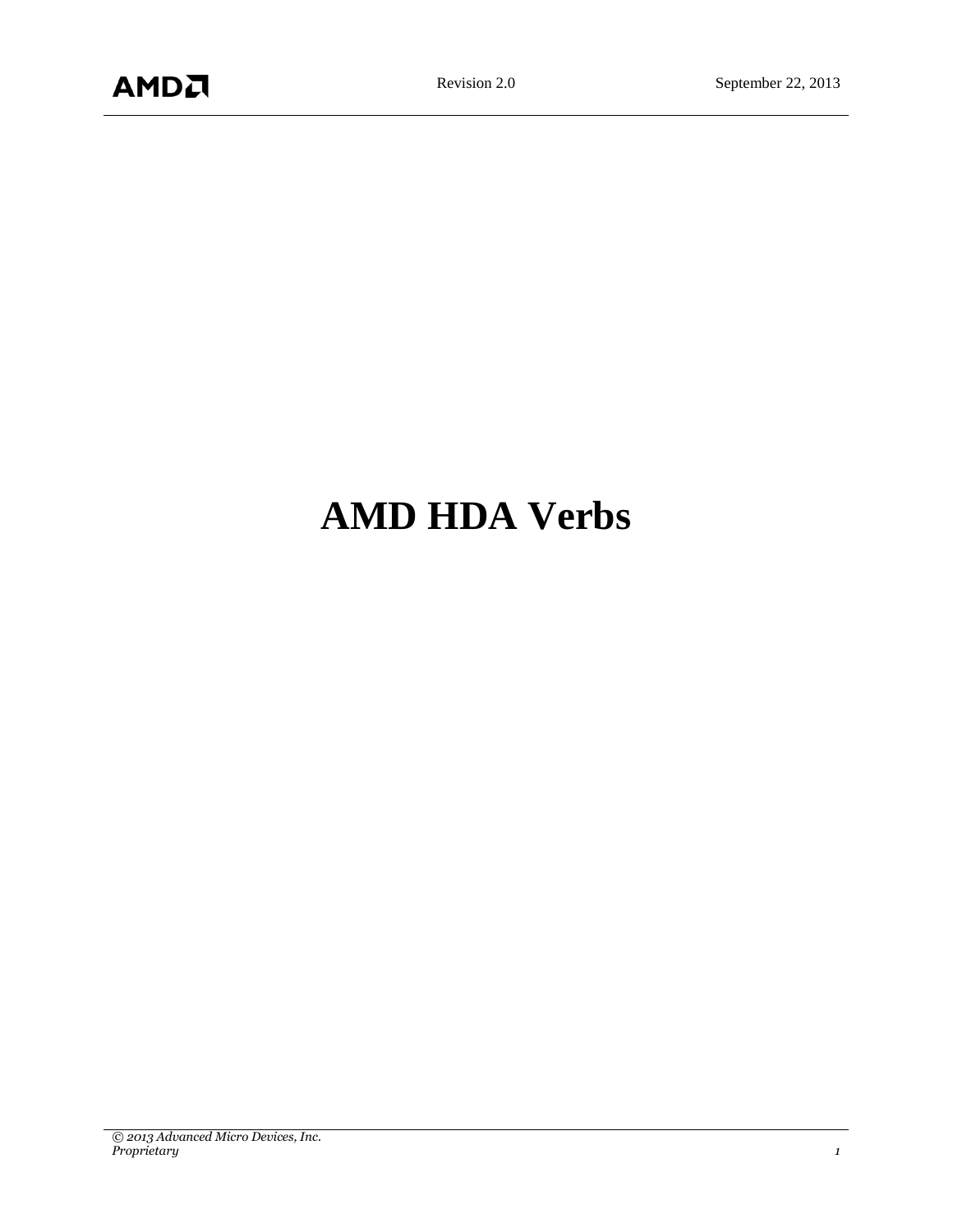# AMD HDA Verbs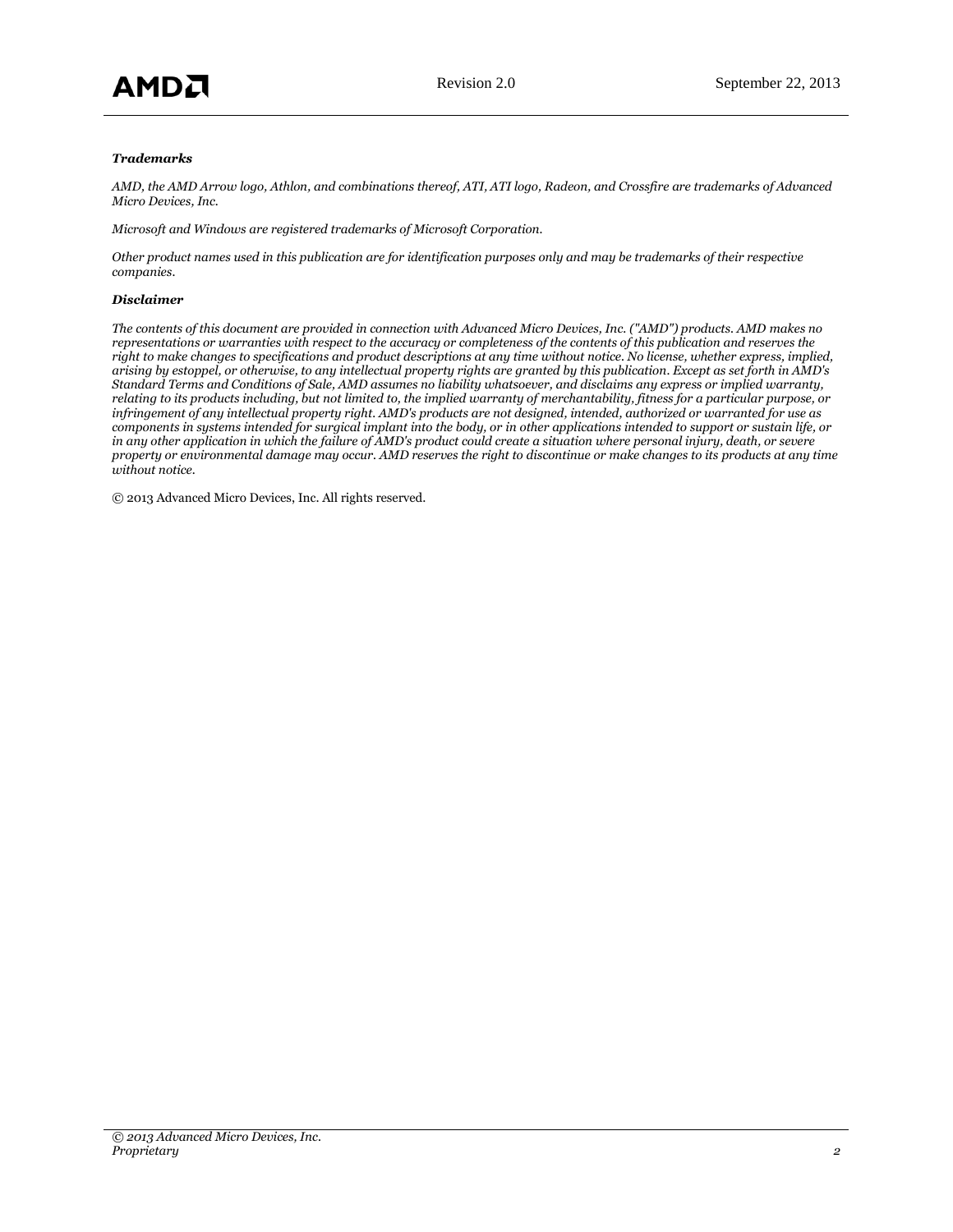***Trademarks***

*AMD, the AMD Arrow logo, Athlon, and combinations thereof, ATI, ATI logo, Radeon, and Crossfire are trademarks of Advanced Micro Devices, Inc.*

*Microsoft and Windows are registered trademarks of Microsoft Corporation.*

*Other product names used in this publication are for identification purposes only and may be trademarks of their respective companies.*

***Disclaimer***

*The contents of this document are provided in connection with Advanced Micro Devices, Inc. ("AMD") products. AMD makes no representations or warranties with respect to the accuracy or completeness of the contents of this publication and reserves the right to make changes to specifications and product descriptions at any time without notice. No license, whether express, implied, arising by estoppel, or otherwise, to any intellectual property rights are granted by this publication. Except as set forth in AMD's Standard Terms and Conditions of Sale, AMD assumes no liability whatsoever, and disclaims any express or implied warranty, relating to its products including, but not limited to, the implied warranty of merchantability, fitness for a particular purpose, or infringement of any intellectual property right. AMD's products are not designed, intended, authorized or warranted for use as components in systems intended for surgical implant into the body, or in other applications intended to support or sustain life, or in any other application in which the failure of AMD's product could create a situation where personal injury, death, or severe property or environmental damage may occur. AMD reserves the right to discontinue or make changes to its products at any time without notice.*

© 2013 Advanced Micro Devices, Inc. All rights reserved.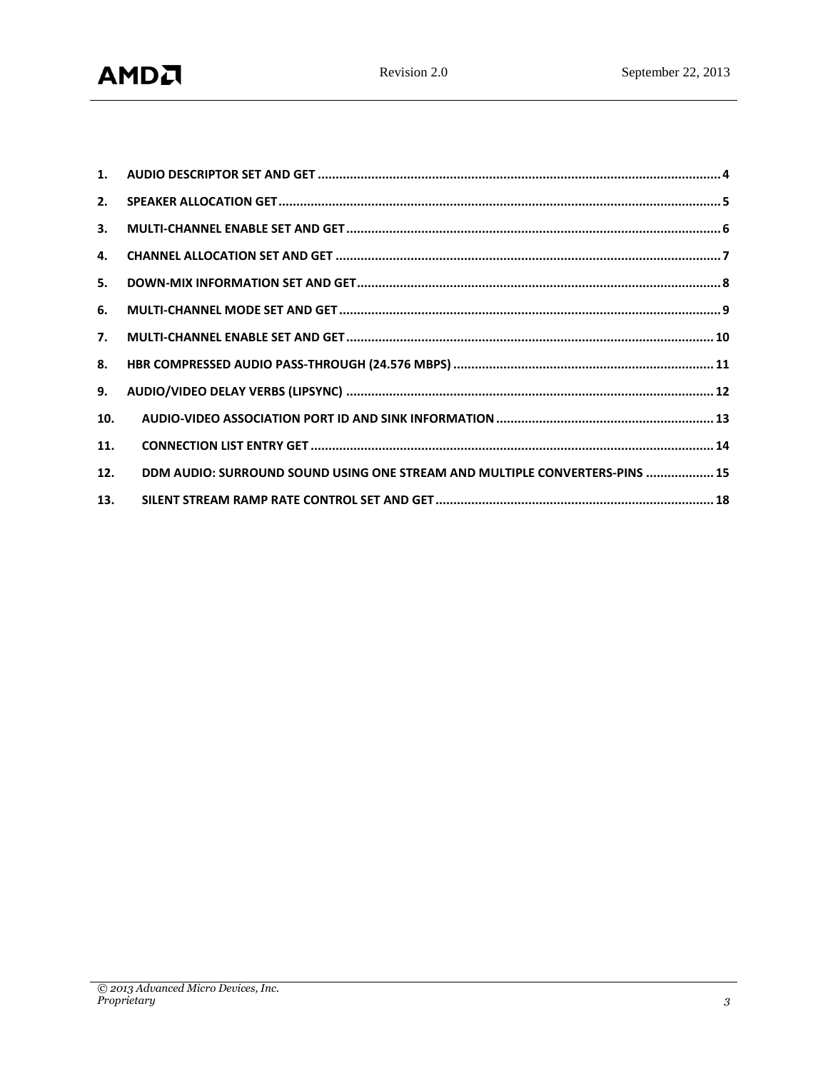1. AUDIO DESCRIPTOR SET AND GET ................................................................................................................ 4
2. SPEAKER ALLOCATION GET .......................................................................................................................... 5
3. MULTI-CHANNEL ENABLE SET AND GET ....................................................................................................... 6
4. CHANNEL ALLOCATION SET AND GET ........................................................................................................... 7
5. DOWN-MIX INFORMATION SET AND GET ..................................................................................................... 8
6. MULTI-CHANNEL MODE SET AND GET .......................................................................................................... 9
7. MULTI-CHANNEL ENABLE SET AND GET ..................................................................................................... 10
8. HBR COMPRESSED AUDIO PASS-THROUGH (24.576 MBPS) ......................................................................... 11
9. AUDIO/VIDEO DELAY VERBS (LIPSYNC) ...................................................................................................... 12
10. AUDIO-VIDEO ASSOCIATION PORT ID AND SINK INFORMATION ............................................................ 13
11. CONNECTION LIST ENTRY GET ................................................................................................................ 14
12. DDM AUDIO: SURROUND SOUND USING ONE STREAM AND MULTIPLE CONVERTERS-PINS ................... 15
13. SILENT STREAM RAMP RATE CONTROL SET AND GET ............................................................................. 18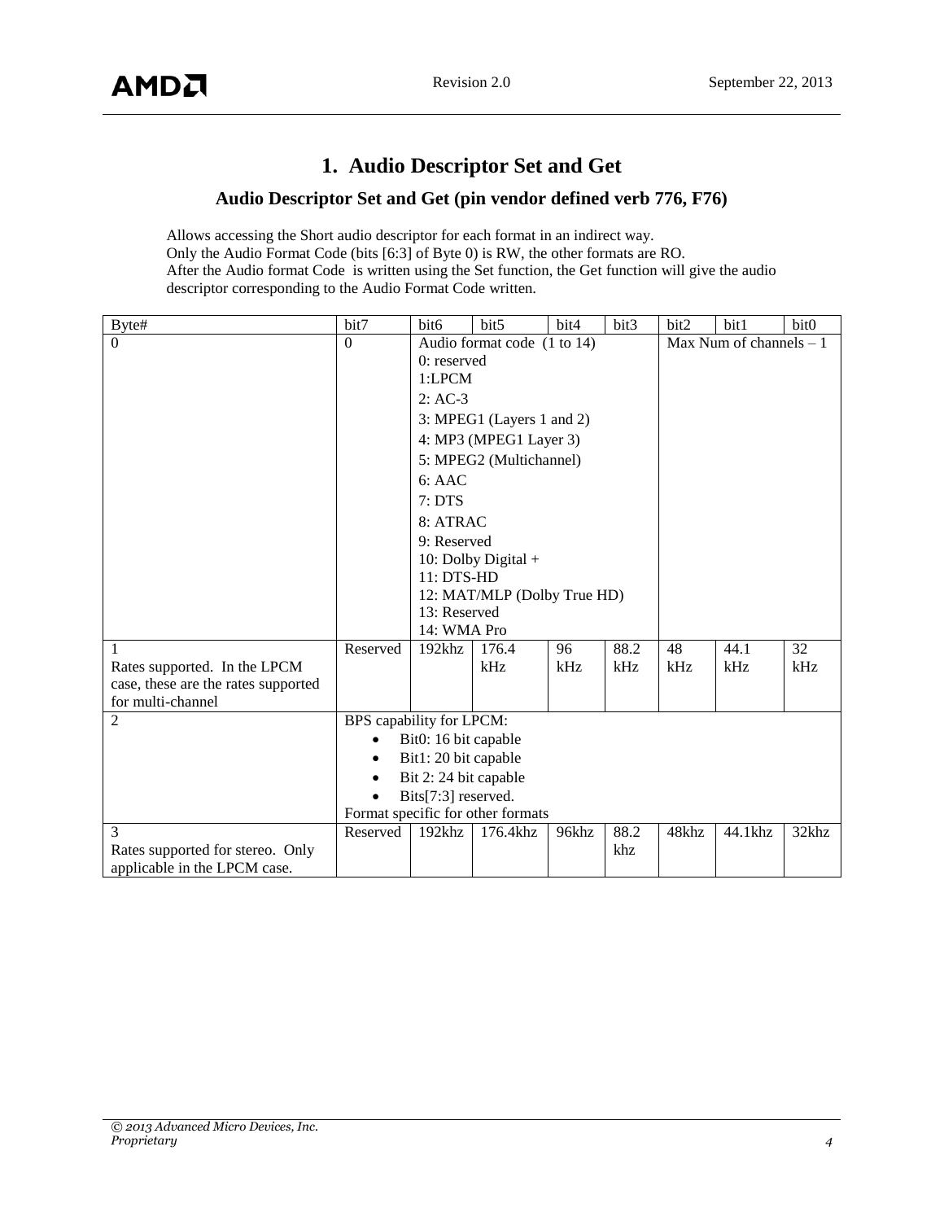# 1. Audio Descriptor Set and Get

## Audio Descriptor Set and Get (pin vendor defined verb 776, F76)

Allows accessing the Short audio descriptor for each format in an indirect way.
Only the Audio Format Code (bits [6:3] of Byte 0) is RW, the other formats are RO.
After the Audio format Code is written using the Set function, the Get function will give the audio descriptor corresponding to the Audio Format Code written.

| Byte# | bit7 | bit6 | bit5 | bit4 | bit3 | bit2 | bit1 | bit0 |
|---|---|---|---|---|---|---|---|---|
| 0 | 0 | Audio format code (1 to 14)<br>0: reserved<br>1:LPCM<br>2: AC-3<br>3: MPEG1 (Layers 1 and 2)<br>4: MP3 (MPEG1 Layer 3)<br>5: MPEG2 (Multichannel)<br>6: AAC<br>7: DTS<br>8: ATRAC<br>9: Reserved<br>10: Dolby Digital +<br>11: DTS-HD<br>12: MAT/MLP (Dolby True HD)<br>13: Reserved<br>14: WMA Pro | | | | Max Num of channels – 1 | | |
| 1<br>Rates supported. In the LPCM case, these are the rates supported for multi-channel | Reserved | 192khz | 176.4 kHz | 96 kHz | 88.2 kHz | 48 kHz | 44.1 kHz | 32 kHz |
| 2 | BPS capability for LPCM:<br>• Bit0: 16 bit capable<br>• Bit1: 20 bit capable<br>• Bit 2: 24 bit capable<br>• Bits[7:3] reserved.<br>Format specific for other formats | | | | | | | |
| 3<br>Rates supported for stereo. Only applicable in the LPCM case. | Reserved | 192khz | 176.4khz | 96khz | 88.2 khz | 48khz | 44.1khz | 32khz |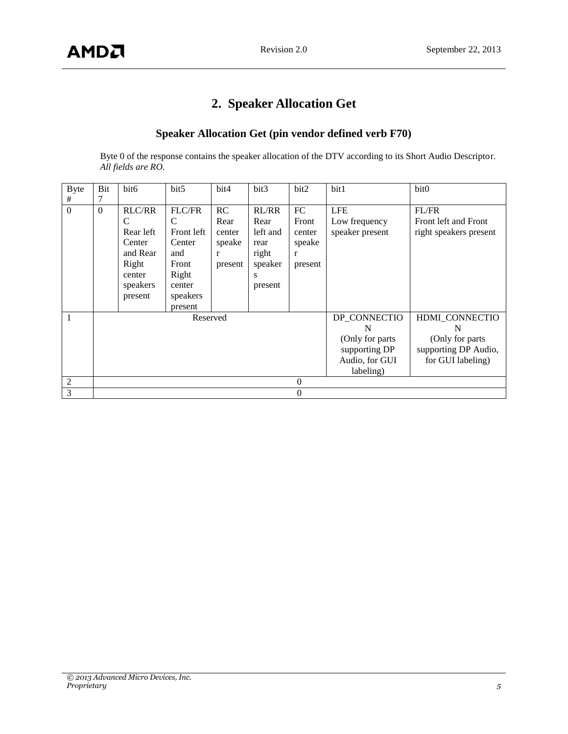## 2. Speaker Allocation Get

### Speaker Allocation Get (pin vendor defined verb F70)

Byte 0 of the response contains the speaker allocation of the DTV according to its Short Audio Descriptor. *All fields are RO.*

| Byte # | Bit 7 | bit6 | bit5 | bit4 | bit3 | bit2 | bit1 | bit0 |
|---|---|---|---|---|---|---|---|---|
| 0 | 0 | RLC/RRC Rear left Center and Rear Right center speakers present | FLC/FRC Front left Center and Front Right center speakers present | RC Rear center speaker present | RL/RR Rear left and rear right speakers present | FC Front center speaker present | LFE Low frequency speaker present | FL/FR Front left and Front right speakers present |
| 1 | Reserved | | | | | | DP_CONNECTION (Only for parts supporting DP Audio, for GUI labeling) | HDMI_CONNECTION (Only for parts supporting DP Audio, for GUI labeling) |
| 2 | 0 | | | | | | | |
| 3 | 0 | | | | | | | |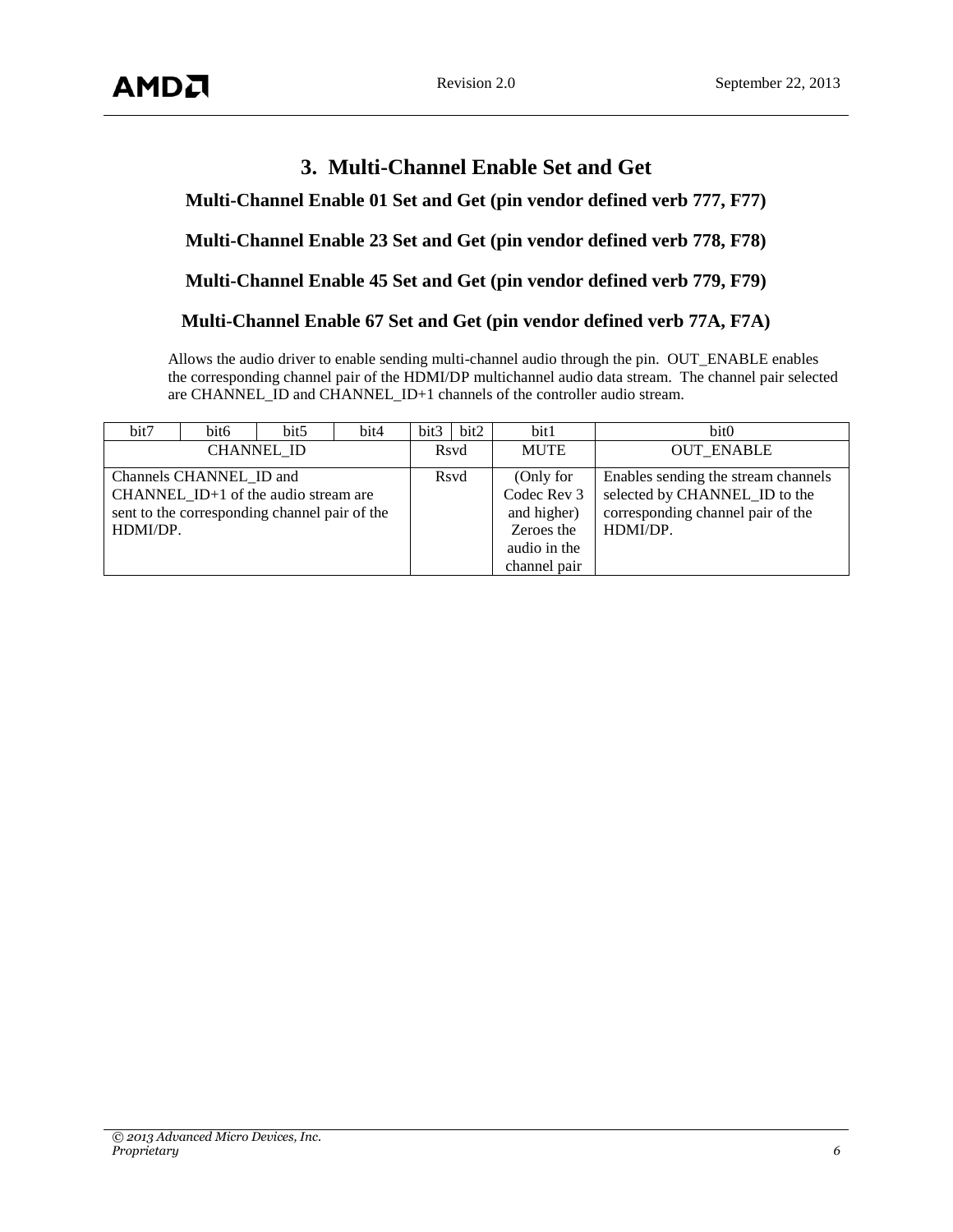# 3. Multi-Channel Enable Set and Get

## Multi-Channel Enable 01 Set and Get (pin vendor defined verb 777, F77)

## Multi-Channel Enable 23 Set and Get (pin vendor defined verb 778, F78)

## Multi-Channel Enable 45 Set and Get (pin vendor defined verb 779, F79)

## Multi-Channel Enable 67 Set and Get (pin vendor defined verb 77A, F7A)

Allows the audio driver to enable sending multi-channel audio through the pin. OUT_ENABLE enables the corresponding channel pair of the HDMI/DP multichannel audio data stream. The channel pair selected are CHANNEL_ID and CHANNEL_ID+1 channels of the controller audio stream.

| bit7 | bit6 | bit5 | bit4 | bit3 | bit2 | bit1 | bit0 |
|---|---|---|---|---|---|---|---|
| CHANNEL_ID | | | | Rsvd | | MUTE | OUT_ENABLE |
| Channels CHANNEL_ID and CHANNEL_ID+1 of the audio stream are sent to the corresponding channel pair of the HDMI/DP. | | | | Rsvd | | (Only for Codec Rev 3 and higher) Zeroes the audio in the channel pair | Enables sending the stream channels selected by CHANNEL_ID to the corresponding channel pair of the HDMI/DP. |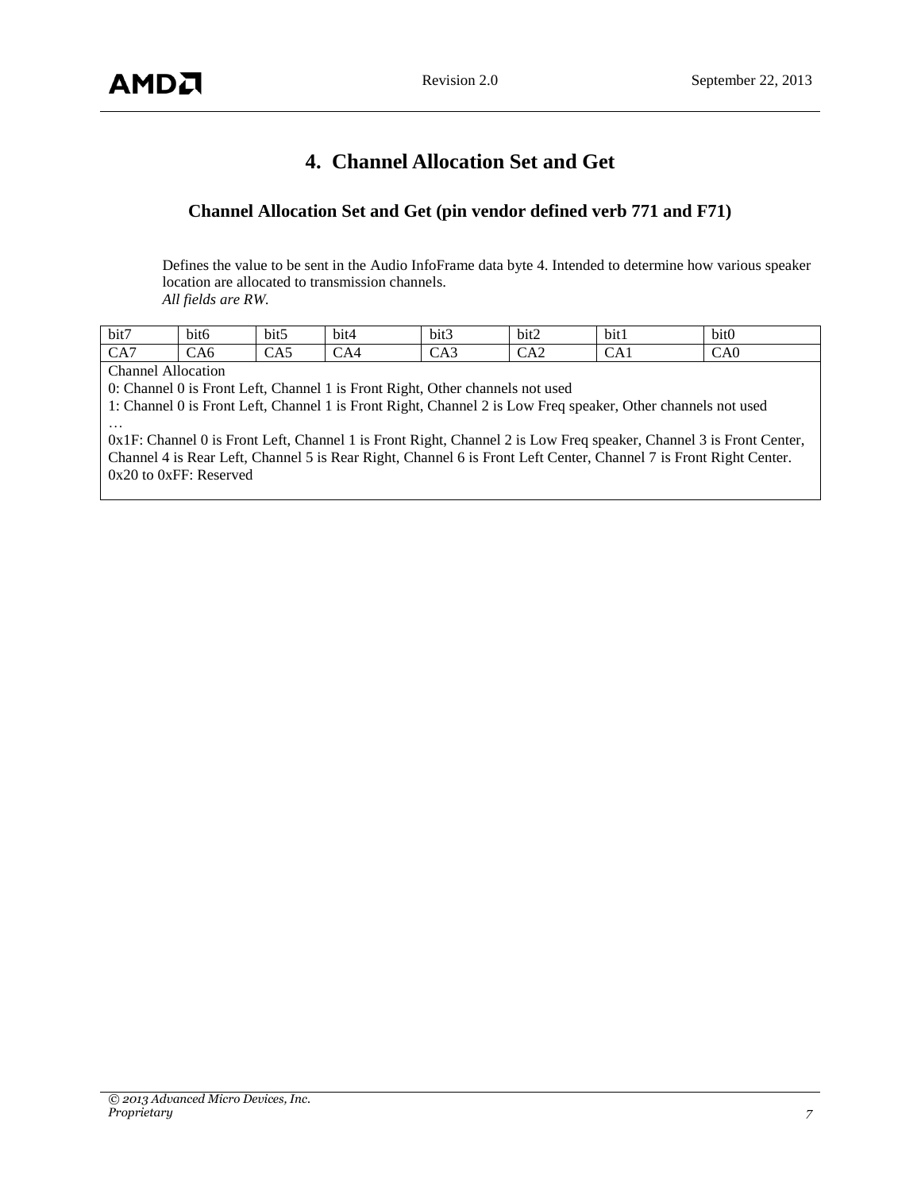# 4. Channel Allocation Set and Get

## Channel Allocation Set and Get (pin vendor defined verb 771 and F71)

Defines the value to be sent in the Audio InfoFrame data byte 4. Intended to determine how various speaker location are allocated to transmission channels.
*All fields are RW.*

| bit7 | bit6 | bit5 | bit4 | bit3 | bit2 | bit1 | bit0 |
|---|---|---|---|---|---|---|---|
| CA7 | CA6 | CA5 | CA4 | CA3 | CA2 | CA1 | CA0 |
| Channel Allocation<br>0: Channel 0 is Front Left, Channel 1 is Front Right, Other channels not used<br>1: Channel 0 is Front Left, Channel 1 is Front Right, Channel 2 is Low Freq speaker, Other channels not used<br>…<br>0x1F: Channel 0 is Front Left, Channel 1 is Front Right, Channel 2 is Low Freq speaker, Channel 3 is Front Center, Channel 4 is Rear Left, Channel 5 is Rear Right, Channel 6 is Front Left Center, Channel 7 is Front Right Center.<br>0x20 to 0xFF: Reserved | | | | | | | |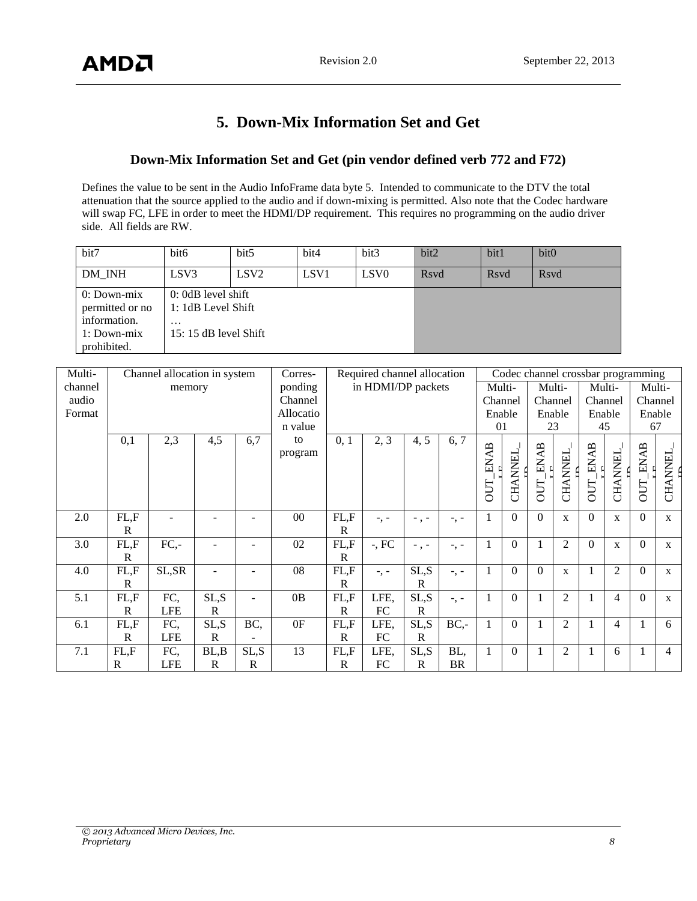# 5. Down-Mix Information Set and Get

## Down-Mix Information Set and Get (pin vendor defined verb 772 and F72)

Defines the value to be sent in the Audio InfoFrame data byte 5. Intended to communicate to the DTV the total attenuation that the source applied to the audio and if down-mixing is permitted. Also note that the Codec hardware will swap FC, LFE in order to meet the HDMI/DP requirement. This requires no programming on the audio driver side. All fields are RW.

| bit7 | bit6 | bit5 | bit4 | bit3 | bit2 | bit1 | bit0 |
|---|---|---|---|---|---|---|---|
| DM_INH | LSV3 | LSV2 | LSV1 | LSV0 | Rsvd | Rsvd | Rsvd |
| 0: Down-mix permitted or no information.<br>1: Down-mix prohibited. | 0: 0dB level shift<br>1: 1dB Level Shift<br>…<br>15: 15 dB level Shift | | | | | | |

| Multi-channel audio Format | Channel allocation in system memory | | | | Corresponding Channel Allocation value to program | Required channel allocation in HDMI/DP packets | | | | Codec channel crossbar programming | | | | | | | |
|---|---|---|---|---|---|---|---|---|---|---|---|---|---|---|---|---|---|
| | | | | | | | | | | Multi-Channel Enable 01 | | Multi-Channel Enable 23 | | Multi-Channel Enable 45 | | Multi-Channel Enable 67 | |
| | 0,1 | 2,3 | 4,5 | 6,7 | | 0, 1 | 2, 3 | 4, 5 | 6, 7 | OUT_ENABLE | CHANNEL_ID | OUT_ENABLE | CHANNEL_ID | OUT_ENABLE | CHANNEL_ID | OUT_ENABLE | CHANNEL_ID |
| 2.0 | FL,FR | - | - | - | 00 | FL,FR | -, - | - , - | -, - | 1 | 0 | 0 | x | 0 | x | 0 | x |
| 3.0 | FL,FR | FC,- | - | - | 02 | FL,FR | -, FC | - , - | -, - | 1 | 0 | 1 | 2 | 0 | x | 0 | x |
| 4.0 | FL,FR | SL,SR | - | - | 08 | FL,FR | -, - | SL,SR | -, - | 1 | 0 | 0 | x | 1 | 2 | 0 | x |
| 5.1 | FL,FR | FC, LFE | SL,SR | - | 0B | FL,FR | LFE, FC | SL,SR | -, - | 1 | 0 | 1 | 2 | 1 | 4 | 0 | x |
| 6.1 | FL,FR | FC, LFE | SL,SR | BC,- | 0F | FL,FR | LFE, FC | SL,SR | BC,- | 1 | 0 | 1 | 2 | 1 | 4 | 1 | 6 |
| 7.1 | FL,FR | FC, LFE | BL,BR | SL,SR | 13 | FL,FR | LFE, FC | SL,SR | BL, BR | 1 | 0 | 1 | 2 | 1 | 6 | 1 | 4 |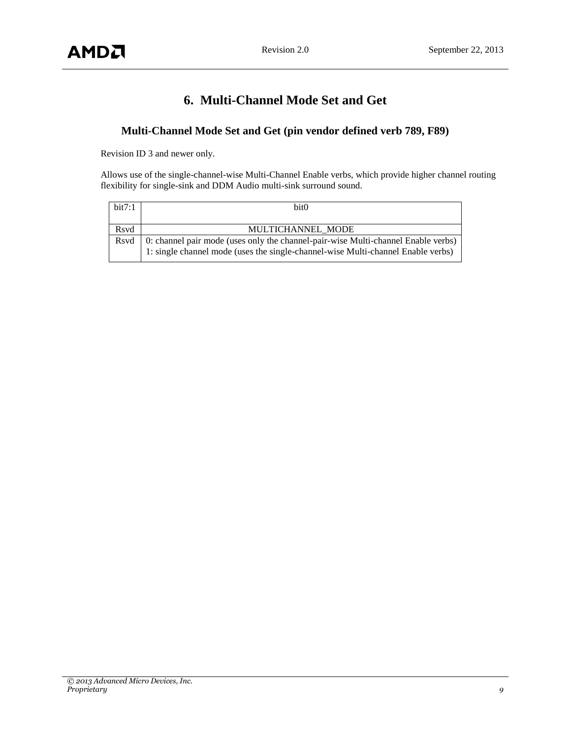# 6. Multi-Channel Mode Set and Get

## Multi-Channel Mode Set and Get (pin vendor defined verb 789, F89)

Revision ID 3 and newer only.

Allows use of the single-channel-wise Multi-Channel Enable verbs, which provide higher channel routing flexibility for single-sink and DDM Audio multi-sink surround sound.

| bit7:1 | bit0 |
|---|---|
| Rsvd | MULTICHANNEL_MODE |
| Rsvd | 0: channel pair mode (uses only the channel-pair-wise Multi-channel Enable verbs)<br>1: single channel mode (uses the single-channel-wise Multi-channel Enable verbs) |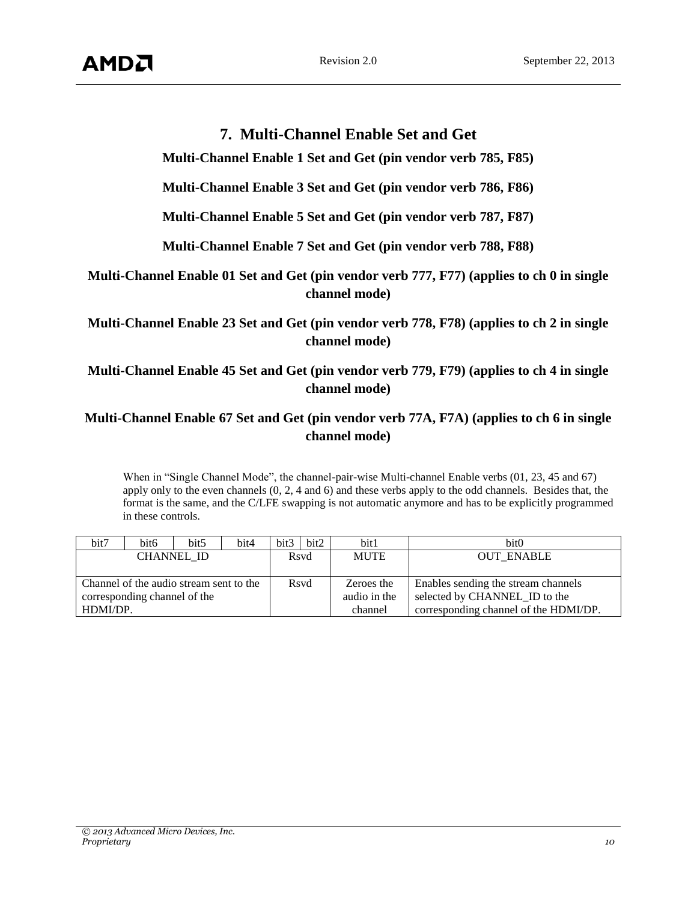## 7. Multi-Channel Enable Set and Get

**Multi-Channel Enable 1 Set and Get (pin vendor verb 785, F85)**

**Multi-Channel Enable 3 Set and Get (pin vendor verb 786, F86)**

**Multi-Channel Enable 5 Set and Get (pin vendor verb 787, F87)**

**Multi-Channel Enable 7 Set and Get (pin vendor verb 788, F88)**

**Multi-Channel Enable 01 Set and Get (pin vendor verb 777, F77) (applies to ch 0 in single channel mode)**

**Multi-Channel Enable 23 Set and Get (pin vendor verb 778, F78) (applies to ch 2 in single channel mode)**

**Multi-Channel Enable 45 Set and Get (pin vendor verb 779, F79) (applies to ch 4 in single channel mode)**

**Multi-Channel Enable 67 Set and Get (pin vendor verb 77A, F7A) (applies to ch 6 in single channel mode)**

When in “Single Channel Mode”, the channel-pair-wise Multi-channel Enable verbs (01, 23, 45 and 67) apply only to the even channels (0, 2, 4 and 6) and these verbs apply to the odd channels. Besides that, the format is the same, and the C/LFE swapping is not automatic anymore and has to be explicitly programmed in these controls.

| bit7 | bit6 | bit5 | bit4 | bit3 | bit2 | bit1 | bit0 |
|---|---|---|---|---|---|---|---|
| CHANNEL_ID | | | | Rsvd | | MUTE | OUT_ENABLE |
| Channel of the audio stream sent to the corresponding channel of the HDMI/DP. | | | | Rsvd | | Zeroes the audio in the channel | Enables sending the stream channels selected by CHANNEL_ID to the corresponding channel of the HDMI/DP. |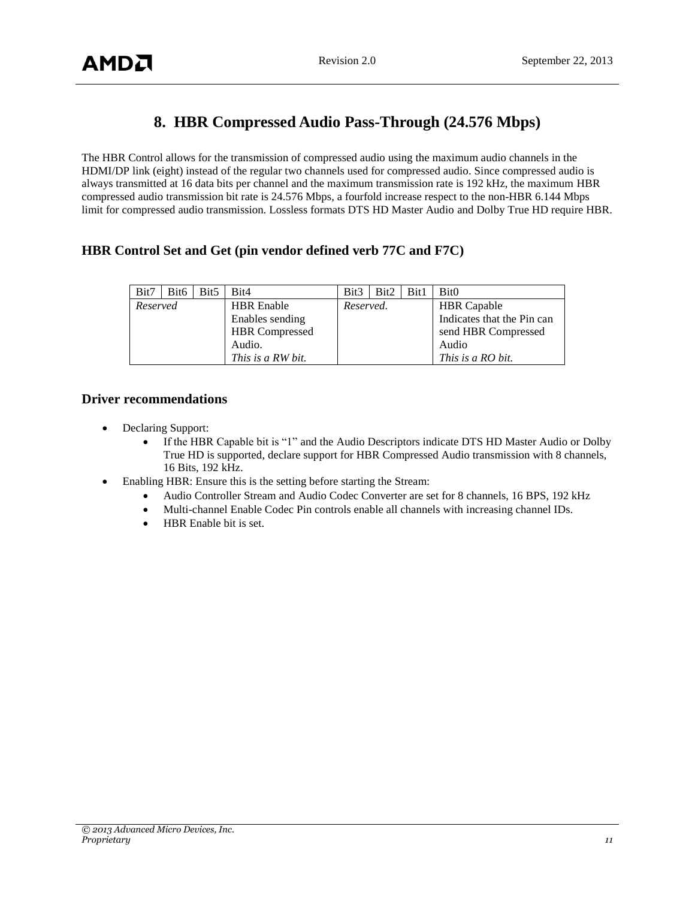# 8. HBR Compressed Audio Pass-Through (24.576 Mbps)

The HBR Control allows for the transmission of compressed audio using the maximum audio channels in the HDMI/DP link (eight) instead of the regular two channels used for compressed audio. Since compressed audio is always transmitted at 16 data bits per channel and the maximum transmission rate is 192 kHz, the maximum HBR compressed audio transmission bit rate is 24.576 Mbps, a fourfold increase respect to the non-HBR 6.144 Mbps limit for compressed audio transmission. Lossless formats DTS HD Master Audio and Dolby True HD require HBR.

## HBR Control Set and Get (pin vendor defined verb 77C and F7C)

| Bit7 | Bit6 | Bit5 | Bit4 | Bit3 | Bit2 | Bit1 | Bit0 |
|---|---|---|---|---|---|---|---|
| *Reserved* | | | HBR Enable<br>Enables sending HBR Compressed Audio.<br>*This is a RW bit.* | *Reserved.* | | | HBR Capable<br>Indicates that the Pin can send HBR Compressed Audio<br>*This is a RO bit.* |

## Driver recommendations

- Declaring Support:
  - If the HBR Capable bit is "1" and the Audio Descriptors indicate DTS HD Master Audio or Dolby True HD is supported, declare support for HBR Compressed Audio transmission with 8 channels, 16 Bits, 192 kHz.
- Enabling HBR: Ensure this is the setting before starting the Stream:
  - Audio Controller Stream and Audio Codec Converter are set for 8 channels, 16 BPS, 192 kHz
  - Multi-channel Enable Codec Pin controls enable all channels with increasing channel IDs.
  - HBR Enable bit is set.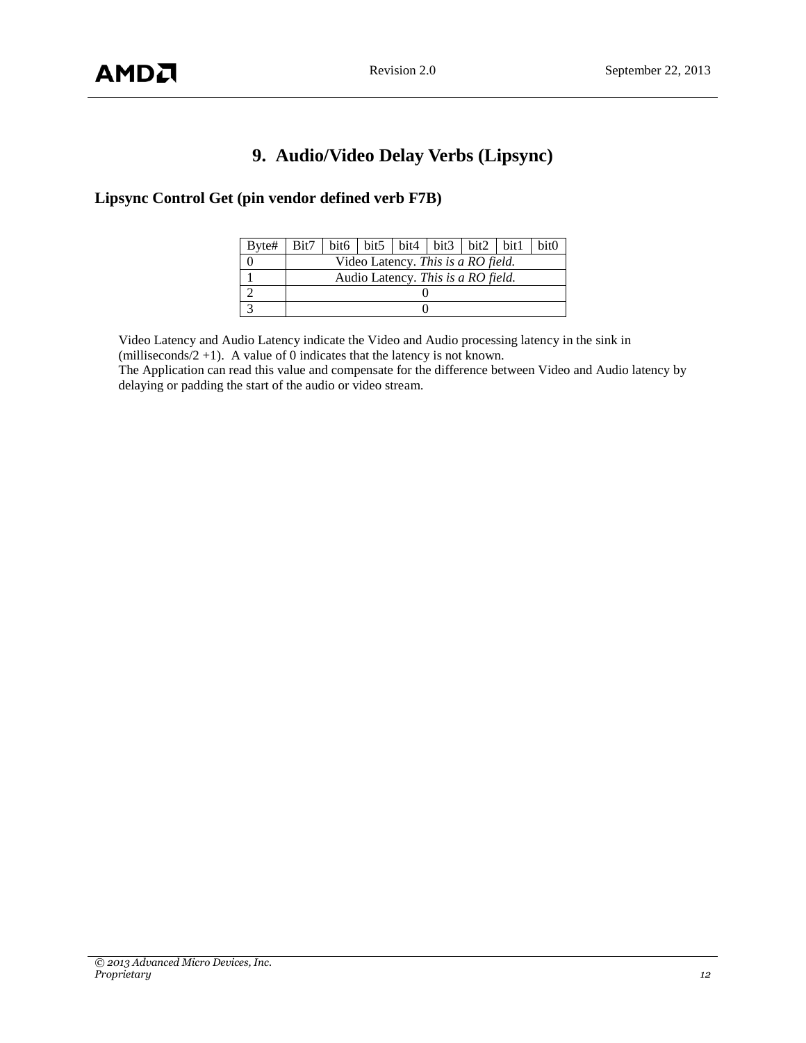# 9. Audio/Video Delay Verbs (Lipsync)

## Lipsync Control Get (pin vendor defined verb F7B)

| Byte# | Bit7 | bit6 | bit5 | bit4 | bit3 | bit2 | bit1 | bit0 |
|---|---|---|---|---|---|---|---|---|
| 0 | Video Latency. *This is a RO field.* | | | | | | | |
| 1 | Audio Latency. *This is a RO field.* | | | | | | | |
| 2 | 0 | | | | | | | |
| 3 | 0 | | | | | | | |

Video Latency and Audio Latency indicate the Video and Audio processing latency in the sink in (milliseconds/2 +1). A value of 0 indicates that the latency is not known.
The Application can read this value and compensate for the difference between Video and Audio latency by delaying or padding the start of the audio or video stream.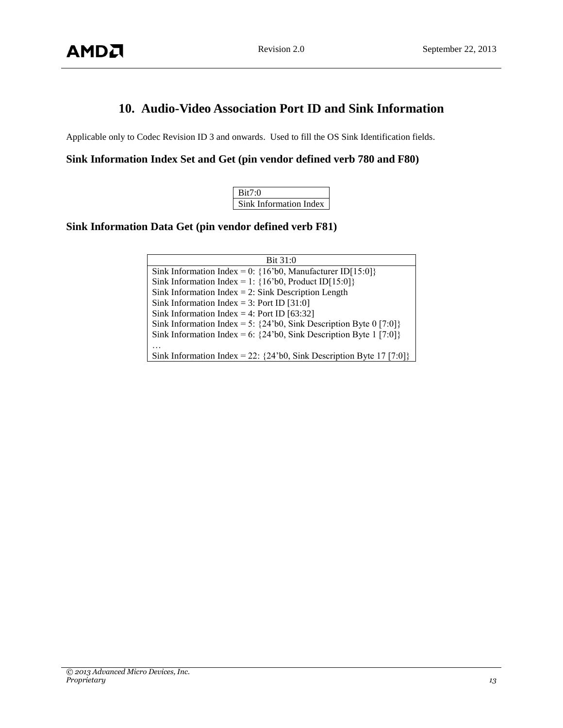# 10. Audio-Video Association Port ID and Sink Information

Applicable only to Codec Revision ID 3 and onwards. Used to fill the OS Sink Identification fields.

### Sink Information Index Set and Get (pin vendor defined verb 780 and F80)

| Bit7:0 |
|---|
| Sink Information Index |

### Sink Information Data Get (pin vendor defined verb F81)

| Bit 31:0 |
|---|
| Sink Information Index = 0: {16’b0, Manufacturer ID[15:0]}<br>Sink Information Index = 1: {16’b0, Product ID[15:0]}<br>Sink Information Index = 2: Sink Description Length<br>Sink Information Index = 3: Port ID [31:0]<br>Sink Information Index = 4: Port ID [63:32]<br>Sink Information Index = 5: {24’b0, Sink Description Byte 0 [7:0]}<br>Sink Information Index = 6: {24’b0, Sink Description Byte 1 [7:0]}<br>…<br>Sink Information Index = 22: {24’b0, Sink Description Byte 17 [7:0]} |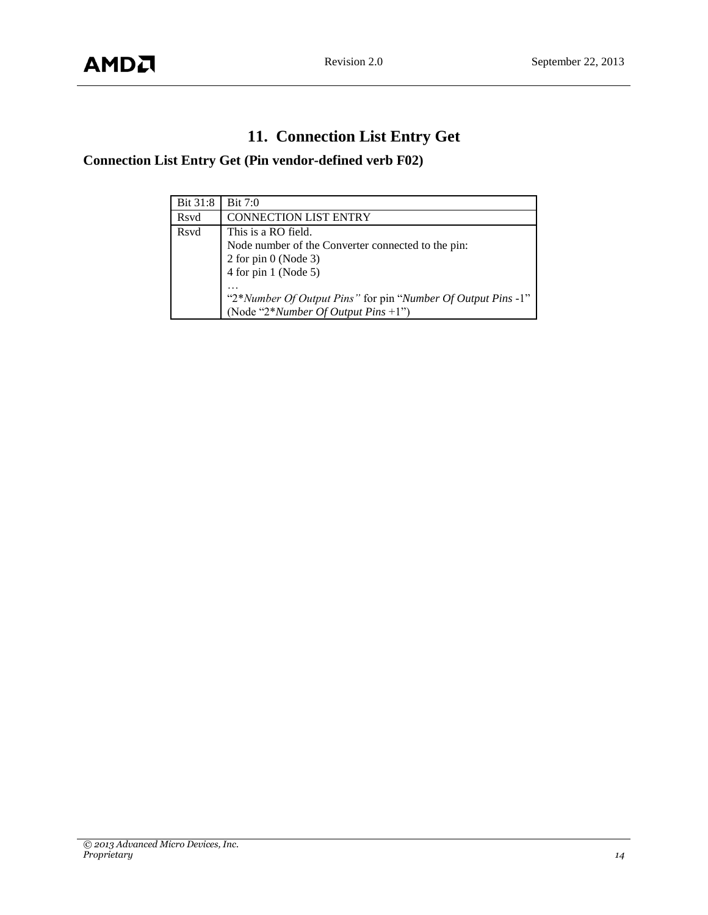# 11. Connection List Entry Get

## Connection List Entry Get (Pin vendor-defined verb F02)

| Bit 31:8 | Bit 7:0 |
|---|---|
| Rsvd | CONNECTION LIST ENTRY |
| Rsvd | This is a RO field.<br>Node number of the Converter connected to the pin:<br>2 for pin 0 (Node 3)<br>4 for pin 1 (Node 5)<br>…<br>"2**Number Of Output Pins"* for pin "*Number Of Output Pins* -1" (Node "2**Number Of Output Pins* +1") |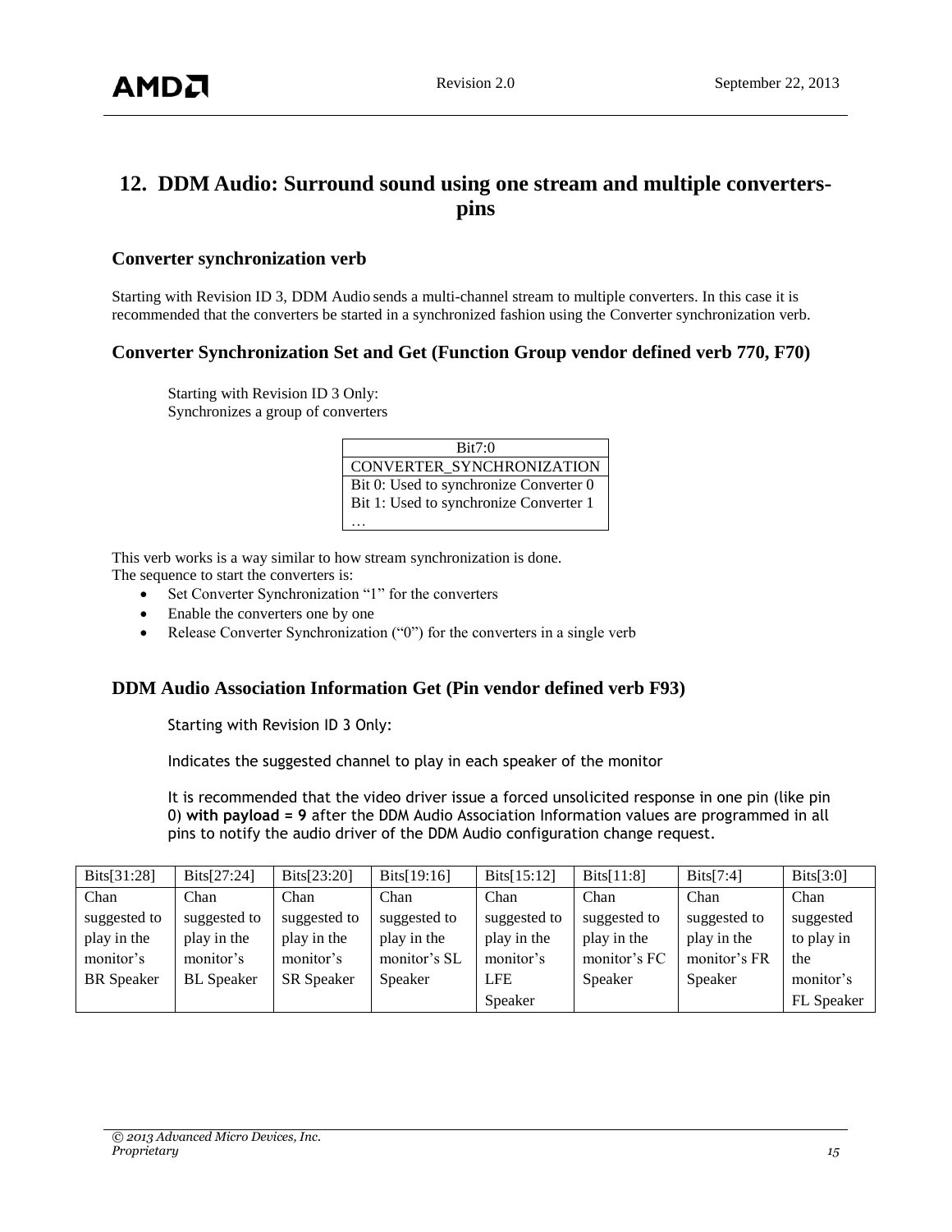# 12. DDM Audio: Surround sound using one stream and multiple converters-pins

## Converter synchronization verb

Starting with Revision ID 3, DDM Audio sends a multi-channel stream to multiple converters. In this case it is recommended that the converters be started in a synchronized fashion using the Converter synchronization verb.

## Converter Synchronization Set and Get (Function Group vendor defined verb 770, F70)

Starting with Revision ID 3 Only:
Synchronizes a group of converters

| Bit7:0 |
|---|
| CONVERTER_SYNCHRONIZATION |
| Bit 0: Used to synchronize Converter 0<br>Bit 1: Used to synchronize Converter 1<br>… |

This verb works is a way similar to how stream synchronization is done.
The sequence to start the converters is:

- Set Converter Synchronization “1” for the converters
- Enable the converters one by one
- Release Converter Synchronization (“0”) for the converters in a single verb

## DDM Audio Association Information Get (Pin vendor defined verb F93)

Starting with Revision ID 3 Only:

Indicates the suggested channel to play in each speaker of the monitor

It is recommended that the video driver issue a forced unsolicited response in one pin (like pin 0) **with payload = 9** after the DDM Audio Association Information values are programmed in all pins to notify the audio driver of the DDM Audio configuration change request.

| Bits[31:28] | Bits[27:24] | Bits[23:20] | Bits[19:16] | Bits[15:12] | Bits[11:8] | Bits[7:4] | Bits[3:0] |
|---|---|---|---|---|---|---|---|
| Chan suggested to play in the monitor’s BR Speaker | Chan suggested to play in the monitor’s BL Speaker | Chan suggested to play in the monitor’s SR Speaker | Chan suggested to play in the monitor’s SL Speaker | Chan suggested to play in the monitor’s LFE Speaker | Chan suggested to play in the monitor’s FC Speaker | Chan suggested to play in the monitor’s FR Speaker | Chan suggested to play in the monitor’s FL Speaker |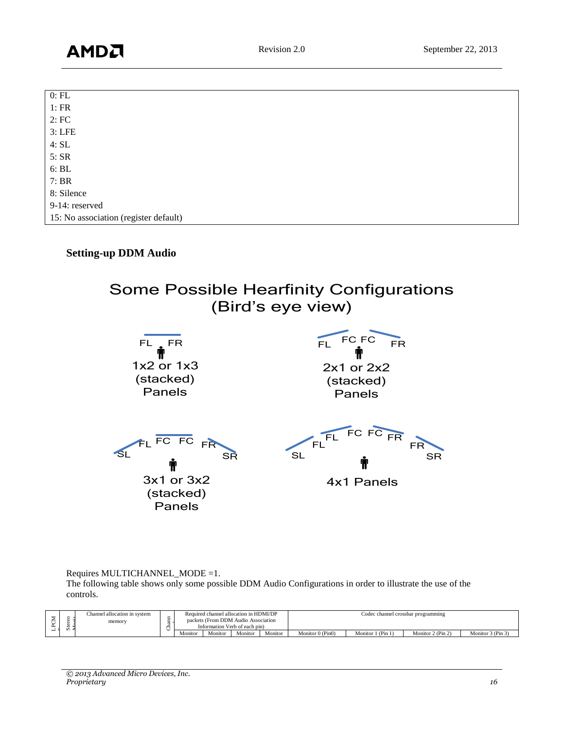| 0: FL |
|---|
| 1: FR |
| 2: FC |
| 3: LFE |
| 4: SL |
| 5: SR |
| 6: BL |
| 7: BR |
| 8: Silence |
| 9-14: reserved |
| 15: No association (register default) |

### Setting-up DDM Audio

Some Possible Hearfinity Configurations
(Bird's eye view)

FL FR
1x2 or 1x3 (stacked) Panels

FL FC FC FR
2x1 or 2x2 (stacked) Panels

SL FL FC FC FR SR
3x1 or 3x2 (stacked) Panels

SL FL FL FC FC FR FR SR
4x1 Panels

Requires MULTICHANNEL_MODE =1.
The following table shows only some possible DDM Audio Configurations in order to illustrate the use of the controls.

| LPCM | Stereo Mode | Channel allocation in system memory | Chann | Required channel allocation in HDMI/DP packets (From DDM Audio Association Information Verb of each pin) | | | | Codec channel crossbar programming | | | |
|---|---|---|---|---|---|---|---|---|---|---|---|
| | | | | Monitor | Monitor | Monitor | Monitor | Monitor 0 (Pin0) | Monitor 1 (Pin 1) | Monitor 2 (Pin 2) | Monitor 3 (Pin 3) |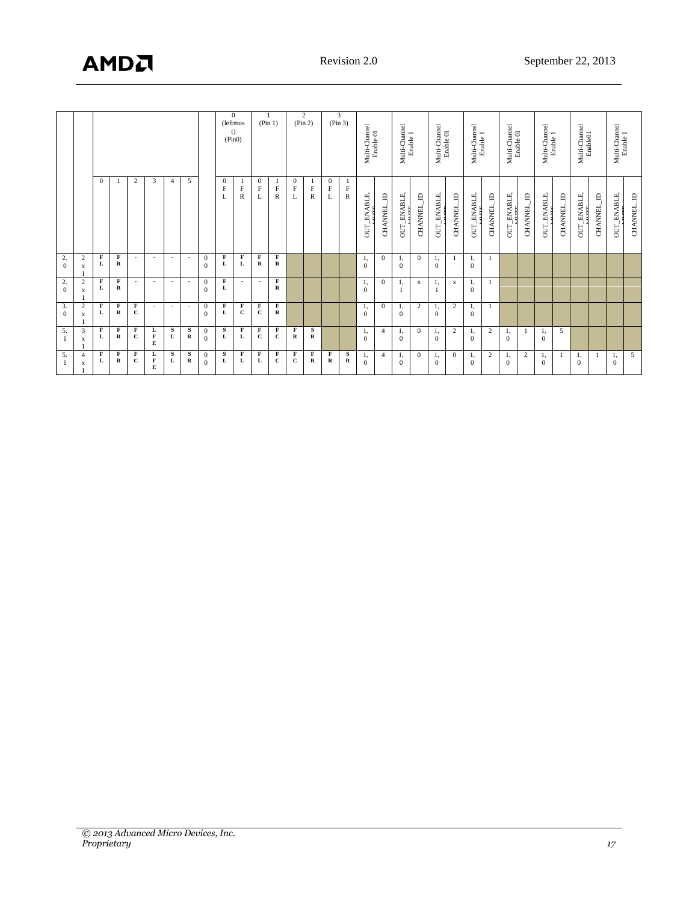| | | | | | | | | | 0 (leftmost) (Pin0) | | 1 (Pin 1) | | 2 (Pin 2) | | 3 (Pin 3) | | Multi-Channel Enable 01 | | Multi-Channel Enable 1 | | Multi-Channel Enable 01 | | Multi-Channel Enable 1 | | Multi-Channel Enable 01 | | Multi-Channel Enable 1 | | Multi-Channel Enable01 | | Multi-Channel Enable 1 | |
|---|---|---|---|---|---|---|---|---|---|---|---|---|---|---|---|---|---|---|---|---|---|---|---|---|---|---|---|---|---|---|---|---|
| | | 0 | 1 | 2 | 3 | 4 | 5 | | 0 FL | 1 FR | 0 FL | 1 FR | 0 FL | 1 FR | 0 FL | 1 FR | OUT_ENABLE, MUTE | CHANNEL_ID | OUT_ENABLE, MUTE | CHANNEL_ID | OUT_ENABLE, MUTE | CHANNEL_ID | OUT_ENABLE, MUTE | CHANNEL_ID | OUT_ENABLE, MUTE | CHANNEL_ID | OUT_ENABLE, MUTE | CHANNEL_ID | OUT_ENABLE, MUTE | CHANNEL_ID | OUT_ENABLE, MUTE | CHANNEL_ID |
| 2.0 | 2x1 | **FL** | **FR** | - | - | - | - | 00 | **FL** | **FL** | **FR** | **FR** | | | | | 1,0 | 0 | 1,0 | 0 | 1,0 | 1 | 1,0 | 1 | | | | | | | | |
| 2.0 | 2x1 | **FL** | **FR** | - | - | - | - | 00 | **FL** | - | - | **FR** | | | | | 1,0 | 0 | 1,1 | x | 1,1 | x | 1,0 | 1 | | | | | | | | |
| 3.0 | 2x1 | **FL** | **FR** | **FC** | - | - | - | 00 | **FL** | **FC** | **FC** | **FR** | | | | | 1,0 | 0 | 1,0 | 2 | 1,0 | 2 | 1,0 | 1 | | | | | | | | |
| 5.1 | 3x1 | **FL** | **FR** | **FC** | **LFE** | **SL** | **SR** | 00 | **SL** | **FL** | **FC** | **FC** | **FR** | **SR** | | | 1,0 | 4 | 1,0 | 0 | 1,0 | 2 | 1,0 | 2 | 1,0 | 1 | 1,0 | 5 | | | | |
| 5.1 | 4x1 | **FL** | **FR** | **FC** | **LFE** | **SL** | **SR** | 00 | **SL** | **FL** | **FL** | **FC** | **FC** | **FR** | **FR** | **SR** | 1,0 | 4 | 1,0 | 0 | 1,0 | 0 | 1,0 | 2 | 1,0 | 2 | 1,0 | 1 | 1,0 | 1 | 1,0 | 5 |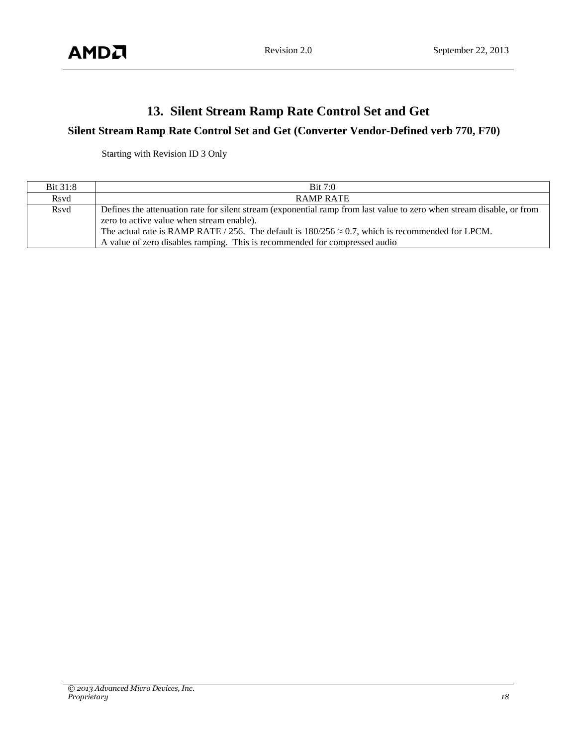# 13. Silent Stream Ramp Rate Control Set and Get

## Silent Stream Ramp Rate Control Set and Get (Converter Vendor-Defined verb 770, F70)

Starting with Revision ID 3 Only

| Bit 31:8 | Bit 7:0 |
|---|---|
| Rsvd | RAMP RATE |
| Rsvd | Defines the attenuation rate for silent stream (exponential ramp from last value to zero when stream disable, or from zero to active value when stream enable).<br>The actual rate is RAMP RATE / 256. The default is 180/256 ≈ 0.7, which is recommended for LPCM.<br>A value of zero disables ramping. This is recommended for compressed audio |